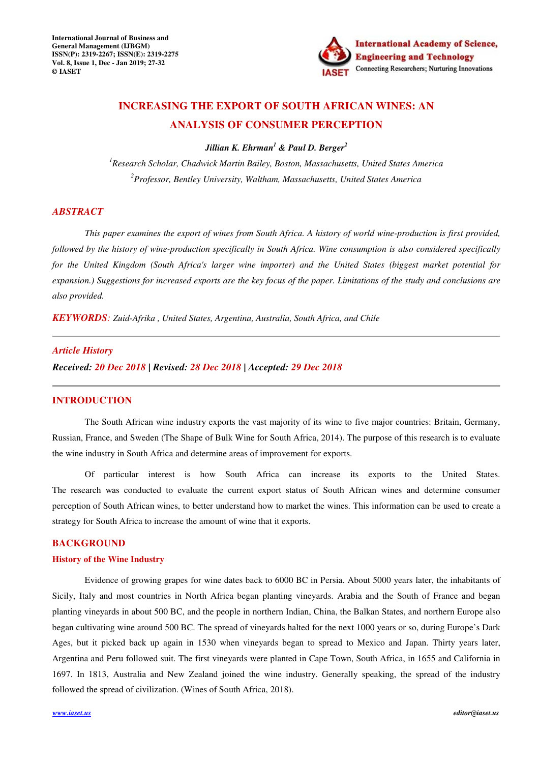# INCREASING THE EXPORT OF SOUTH AFRICAN WINES: AN ANALYSIS OF CONSUMER PERCEPTION

***Jillian K. Ehrman[1] & Paul D. Berger[2]***

*[1]Research Scholar, Chadwick Martin Bailey, Boston, Massachusetts, United States America*

*[2]Professor, Bentley University, Waltham, Massachusetts, United States America*

## ABSTRACT

*This paper examines the export of wines from South Africa. A history of world wine-production is first provided, followed by the history of wine-production specifically in South Africa. Wine consumption is also considered specifically for the United Kingdom (South Africa's larger wine importer) and the United States (biggest market potential for expansion.) Suggestions for increased exports are the key focus of the paper. Limitations of the study and conclusions are also provided.*

***KEYWORDS**: Zuid-Afrika , United States, Argentina, Australia, South Africa, and Chile*

***Article History***

***Received:** 20 Dec 2018 | **Revised:** 28 Dec 2018 | **Accepted:** 29 Dec 2018*

## INTRODUCTION

The South African wine industry exports the vast majority of its wine to five major countries: Britain, Germany, Russian, France, and Sweden (The Shape of Bulk Wine for South Africa, 2014). The purpose of this research is to evaluate the wine industry in South Africa and determine areas of improvement for exports.

Of particular interest is how South Africa can increase its exports to the United States. The research was conducted to evaluate the current export status of South African wines and determine consumer perception of South African wines, to better understand how to market the wines. This information can be used to create a strategy for South Africa to increase the amount of wine that it exports.

## BACKGROUND

### History of the Wine Industry

Evidence of growing grapes for wine dates back to 6000 BC in Persia. About 5000 years later, the inhabitants of Sicily, Italy and most countries in North Africa began planting vineyards. Arabia and the South of France and began planting vineyards in about 500 BC, and the people in northern Indian, China, the Balkan States, and northern Europe also began cultivating wine around 500 BC. The spread of vineyards halted for the next 1000 years or so, during Europe's Dark Ages, but it picked back up again in 1530 when vineyards began to spread to Mexico and Japan. Thirty years later, Argentina and Peru followed suit. The first vineyards were planted in Cape Town, South Africa, in 1655 and California in 1697. In 1813, Australia and New Zealand joined the wine industry. Generally speaking, the spread of the industry followed the spread of civilization. (Wines of South Africa, 2018).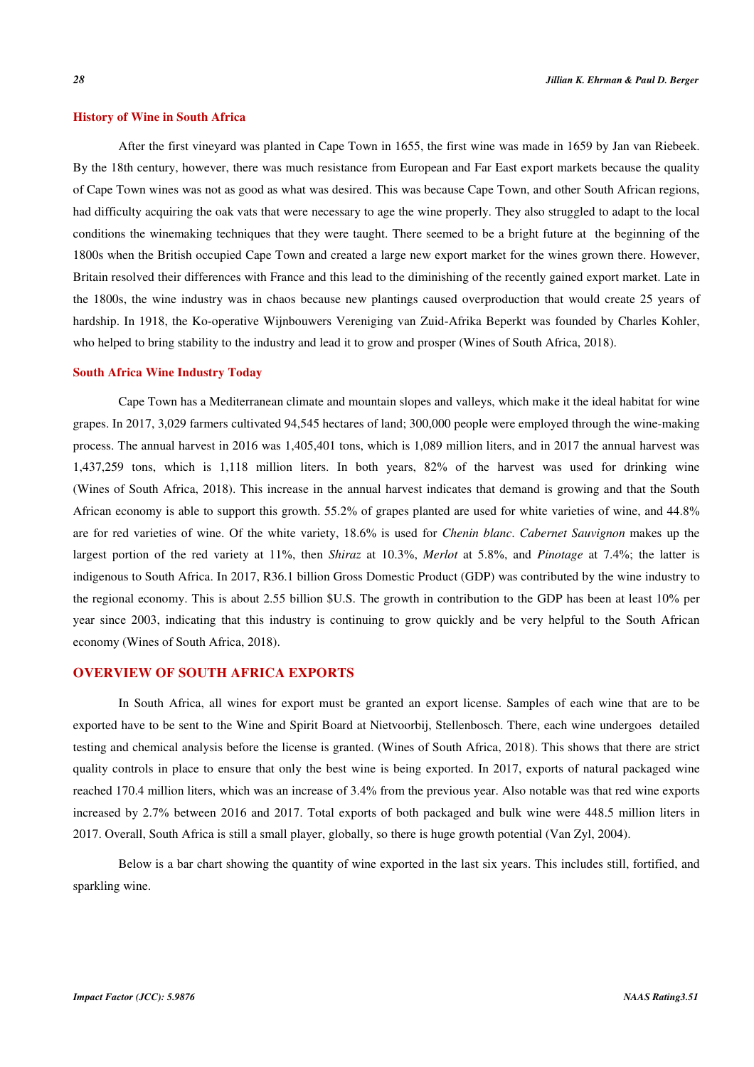### History of Wine in South Africa

After the first vineyard was planted in Cape Town in 1655, the first wine was made in 1659 by Jan van Riebeek. By the 18th century, however, there was much resistance from European and Far East export markets because the quality of Cape Town wines was not as good as what was desired. This was because Cape Town, and other South African regions, had difficulty acquiring the oak vats that were necessary to age the wine properly. They also struggled to adapt to the local conditions the winemaking techniques that they were taught. There seemed to be a bright future at the beginning of the 1800s when the British occupied Cape Town and created a large new export market for the wines grown there. However, Britain resolved their differences with France and this lead to the diminishing of the recently gained export market. Late in the 1800s, the wine industry was in chaos because new plantings caused overproduction that would create 25 years of hardship. In 1918, the Ko-operative Wijnbouwers Vereniging van Zuid-Afrika Beperkt was founded by Charles Kohler, who helped to bring stability to the industry and lead it to grow and prosper (Wines of South Africa, 2018).

### South Africa Wine Industry Today

Cape Town has a Mediterranean climate and mountain slopes and valleys, which make it the ideal habitat for wine grapes. In 2017, 3,029 farmers cultivated 94,545 hectares of land; 300,000 people were employed through the wine-making process. The annual harvest in 2016 was 1,405,401 tons, which is 1,089 million liters, and in 2017 the annual harvest was 1,437,259 tons, which is 1,118 million liters. In both years, 82% of the harvest was used for drinking wine (Wines of South Africa, 2018). This increase in the annual harvest indicates that demand is growing and that the South African economy is able to support this growth. 55.2% of grapes planted are used for white varieties of wine, and 44.8% are for red varieties of wine. Of the white variety, 18.6% is used for *Chenin blanc*. *Cabernet Sauvignon* makes up the largest portion of the red variety at 11%, then *Shiraz* at 10.3%, *Merlot* at 5.8%, and *Pinotage* at 7.4%; the latter is indigenous to South Africa. In 2017, R36.1 billion Gross Domestic Product (GDP) was contributed by the wine industry to the regional economy. This is about 2.55 billion $U.S. The growth in contribution to the GDP has been at least 10% per year since 2003, indicating that this industry is continuing to grow quickly and be very helpful to the South African economy (Wines of South Africa, 2018).

## OVERVIEW OF SOUTH AFRICA EXPORTS

In South Africa, all wines for export must be granted an export license. Samples of each wine that are to be exported have to be sent to the Wine and Spirit Board at Nietvoorbij, Stellenbosch. There, each wine undergoes detailed testing and chemical analysis before the license is granted. (Wines of South Africa, 2018). This shows that there are strict quality controls in place to ensure that only the best wine is being exported. In 2017, exports of natural packaged wine reached 170.4 million liters, which was an increase of 3.4% from the previous year. Also notable was that red wine exports increased by 2.7% between 2016 and 2017. Total exports of both packaged and bulk wine were 448.5 million liters in 2017. Overall, South Africa is still a small player, globally, so there is huge growth potential (Van Zyl, 2004).

Below is a bar chart showing the quantity of wine exported in the last six years. This includes still, fortified, and sparkling wine.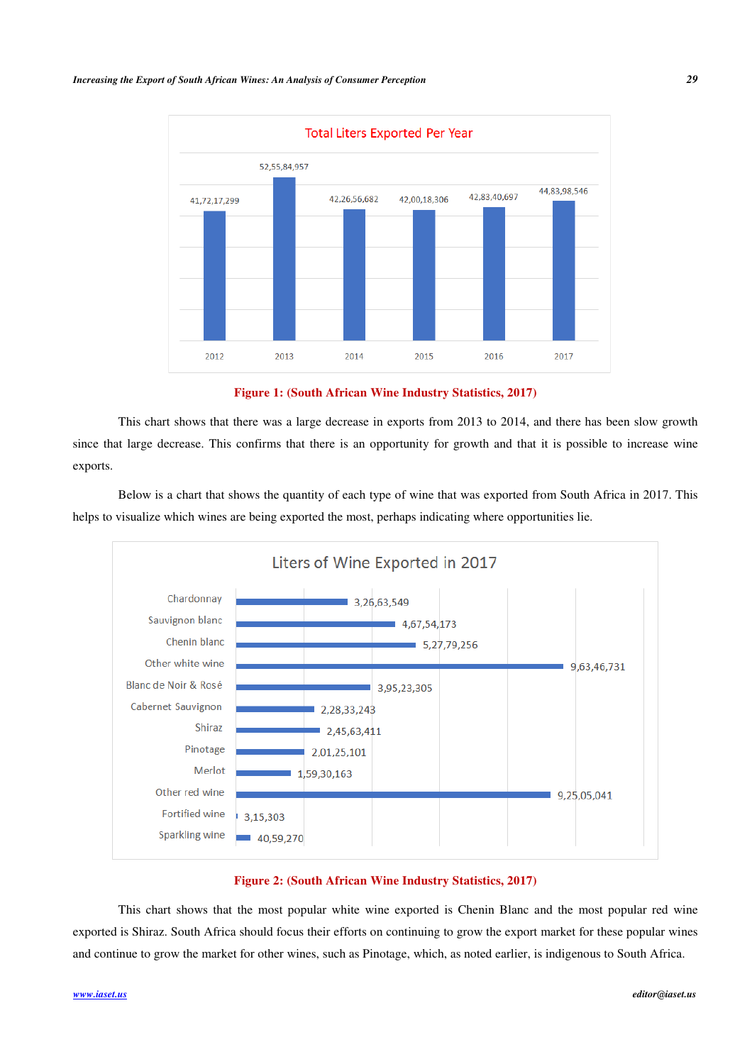**Total Liters Exported Per Year**

| Year | Liters |
|---|---|
| 2012 | 41,72,17,299 |
| 2013 | 52,55,84,957 |
| 2014 | 42,26,56,682 |
| 2015 | 42,00,18,306 |
| 2016 | 42,83,40,697 |
| 2017 | 44,83,98,546 |

**Figure 1: (South African Wine Industry Statistics, 2017)**

This chart shows that there was a large decrease in exports from 2013 to 2014, and there has been slow growth since that large decrease. This confirms that there is an opportunity for growth and that it is possible to increase wine exports.

Below is a chart that shows the quantity of each type of wine that was exported from South Africa in 2017. This helps to visualize which wines are being exported the most, perhaps indicating where opportunities lie.

**Liters of Wine Exported in 2017**

| Wine | Liters |
|---|---|
| Chardonnay | 3,26,63,549 |
| Sauvignon blanc | 4,67,54,173 |
| Chenin blanc | 5,27,79,256 |
| Other white wine | 9,63,46,731 |
| Blanc de Noir & Rosé | 3,95,23,305 |
| Cabernet Sauvignon | 2,28,33,243 |
| Shiraz | 2,45,63,411 |
| Pinotage | 2,01,25,101 |
| Merlot | 1,59,30,163 |
| Other red wine | 9,25,05,041 |
| Fortified wine | 3,15,303 |
| Sparkling wine | 40,59,270 |

**Figure 2: (South African Wine Industry Statistics, 2017)**

This chart shows that the most popular white wine exported is Chenin Blanc and the most popular red wine exported is Shiraz. South Africa should focus their efforts on continuing to grow the export market for these popular wines and continue to grow the market for other wines, such as Pinotage, which, as noted earlier, is indigenous to South Africa.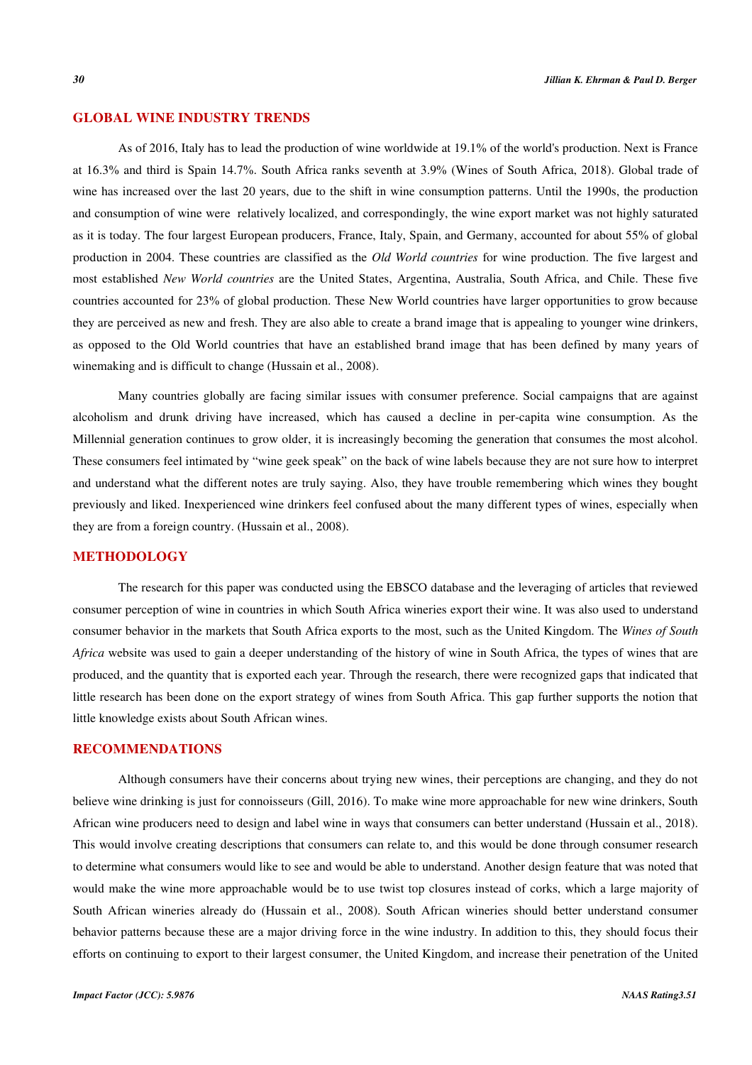## GLOBAL WINE INDUSTRY TRENDS

As of 2016, Italy has to lead the production of wine worldwide at 19.1% of the world's production. Next is France at 16.3% and third is Spain 14.7%. South Africa ranks seventh at 3.9% (Wines of South Africa, 2018). Global trade of wine has increased over the last 20 years, due to the shift in wine consumption patterns. Until the 1990s, the production and consumption of wine were relatively localized, and correspondingly, the wine export market was not highly saturated as it is today. The four largest European producers, France, Italy, Spain, and Germany, accounted for about 55% of global production in 2004. These countries are classified as the *Old World countries* for wine production. The five largest and most established *New World countries* are the United States, Argentina, Australia, South Africa, and Chile. These five countries accounted for 23% of global production. These New World countries have larger opportunities to grow because they are perceived as new and fresh. They are also able to create a brand image that is appealing to younger wine drinkers, as opposed to the Old World countries that have an established brand image that has been defined by many years of winemaking and is difficult to change (Hussain et al., 2008).

Many countries globally are facing similar issues with consumer preference. Social campaigns that are against alcoholism and drunk driving have increased, which has caused a decline in per-capita wine consumption. As the Millennial generation continues to grow older, it is increasingly becoming the generation that consumes the most alcohol. These consumers feel intimated by "wine geek speak" on the back of wine labels because they are not sure how to interpret and understand what the different notes are truly saying. Also, they have trouble remembering which wines they bought previously and liked. Inexperienced wine drinkers feel confused about the many different types of wines, especially when they are from a foreign country. (Hussain et al., 2008).

## METHODOLOGY

The research for this paper was conducted using the EBSCO database and the leveraging of articles that reviewed consumer perception of wine in countries in which South Africa wineries export their wine. It was also used to understand consumer behavior in the markets that South Africa exports to the most, such as the United Kingdom. The *Wines of South Africa* website was used to gain a deeper understanding of the history of wine in South Africa, the types of wines that are produced, and the quantity that is exported each year. Through the research, there were recognized gaps that indicated that little research has been done on the export strategy of wines from South Africa. This gap further supports the notion that little knowledge exists about South African wines.

## RECOMMENDATIONS

Although consumers have their concerns about trying new wines, their perceptions are changing, and they do not believe wine drinking is just for connoisseurs (Gill, 2016). To make wine more approachable for new wine drinkers, South African wine producers need to design and label wine in ways that consumers can better understand (Hussain et al., 2018). This would involve creating descriptions that consumers can relate to, and this would be done through consumer research to determine what consumers would like to see and would be able to understand. Another design feature that was noted that would make the wine more approachable would be to use twist top closures instead of corks, which a large majority of South African wineries already do (Hussain et al., 2008). South African wineries should better understand consumer behavior patterns because these are a major driving force in the wine industry. In addition to this, they should focus their efforts on continuing to export to their largest consumer, the United Kingdom, and increase their penetration of the United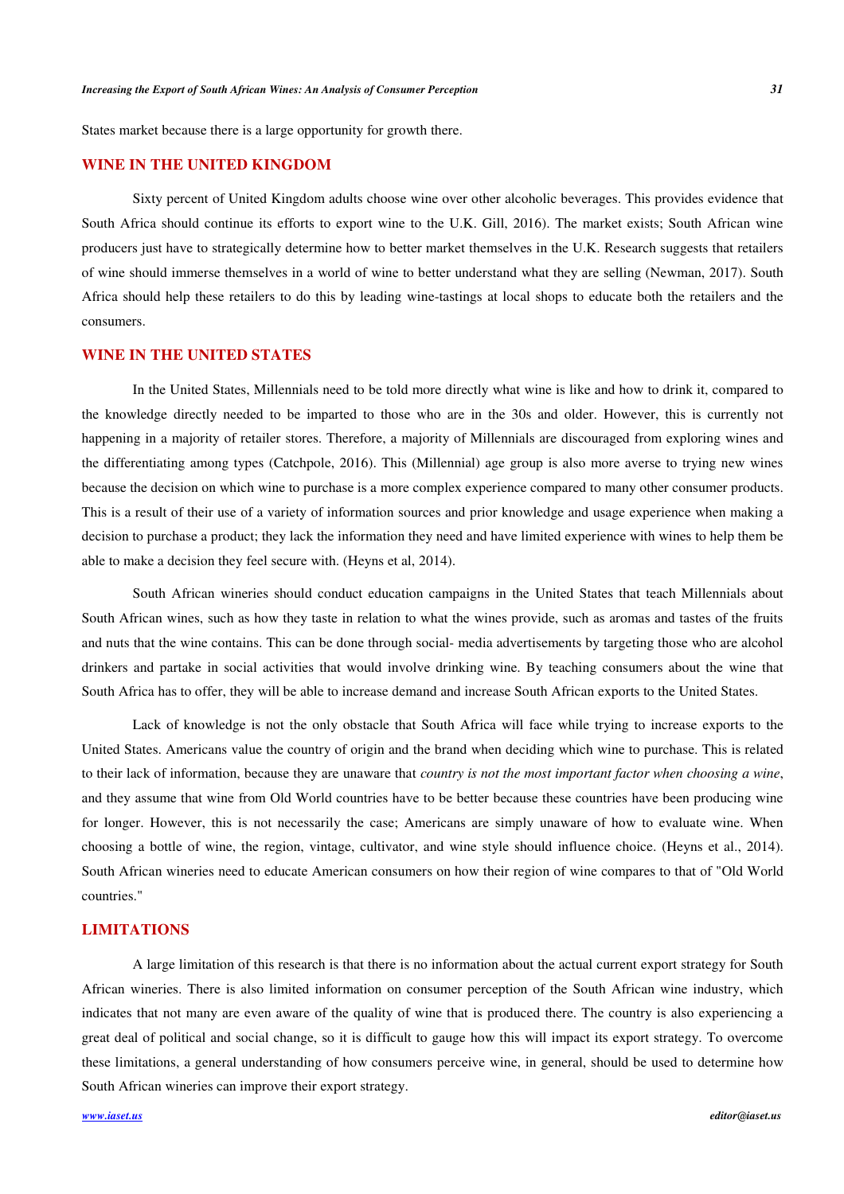States market because there is a large opportunity for growth there.

## WINE IN THE UNITED KINGDOM

Sixty percent of United Kingdom adults choose wine over other alcoholic beverages. This provides evidence that South Africa should continue its efforts to export wine to the U.K. Gill, 2016). The market exists; South African wine producers just have to strategically determine how to better market themselves in the U.K. Research suggests that retailers of wine should immerse themselves in a world of wine to better understand what they are selling (Newman, 2017). South Africa should help these retailers to do this by leading wine-tastings at local shops to educate both the retailers and the consumers.

## WINE IN THE UNITED STATES

In the United States, Millennials need to be told more directly what wine is like and how to drink it, compared to the knowledge directly needed to be imparted to those who are in the 30s and older. However, this is currently not happening in a majority of retailer stores. Therefore, a majority of Millennials are discouraged from exploring wines and the differentiating among types (Catchpole, 2016). This (Millennial) age group is also more averse to trying new wines because the decision on which wine to purchase is a more complex experience compared to many other consumer products. This is a result of their use of a variety of information sources and prior knowledge and usage experience when making a decision to purchase a product; they lack the information they need and have limited experience with wines to help them be able to make a decision they feel secure with. (Heyns et al, 2014).

South African wineries should conduct education campaigns in the United States that teach Millennials about South African wines, such as how they taste in relation to what the wines provide, such as aromas and tastes of the fruits and nuts that the wine contains. This can be done through social- media advertisements by targeting those who are alcohol drinkers and partake in social activities that would involve drinking wine. By teaching consumers about the wine that South Africa has to offer, they will be able to increase demand and increase South African exports to the United States.

Lack of knowledge is not the only obstacle that South Africa will face while trying to increase exports to the United States. Americans value the country of origin and the brand when deciding which wine to purchase. This is related to their lack of information, because they are unaware that *country is not the most important factor when choosing a wine*, and they assume that wine from Old World countries have to be better because these countries have been producing wine for longer. However, this is not necessarily the case; Americans are simply unaware of how to evaluate wine. When choosing a bottle of wine, the region, vintage, cultivator, and wine style should influence choice. (Heyns et al., 2014). South African wineries need to educate American consumers on how their region of wine compares to that of "Old World countries."

## LIMITATIONS

A large limitation of this research is that there is no information about the actual current export strategy for South African wineries. There is also limited information on consumer perception of the South African wine industry, which indicates that not many are even aware of the quality of wine that is produced there. The country is also experiencing a great deal of political and social change, so it is difficult to gauge how this will impact its export strategy. To overcome these limitations, a general understanding of how consumers perceive wine, in general, should be used to determine how South African wineries can improve their export strategy.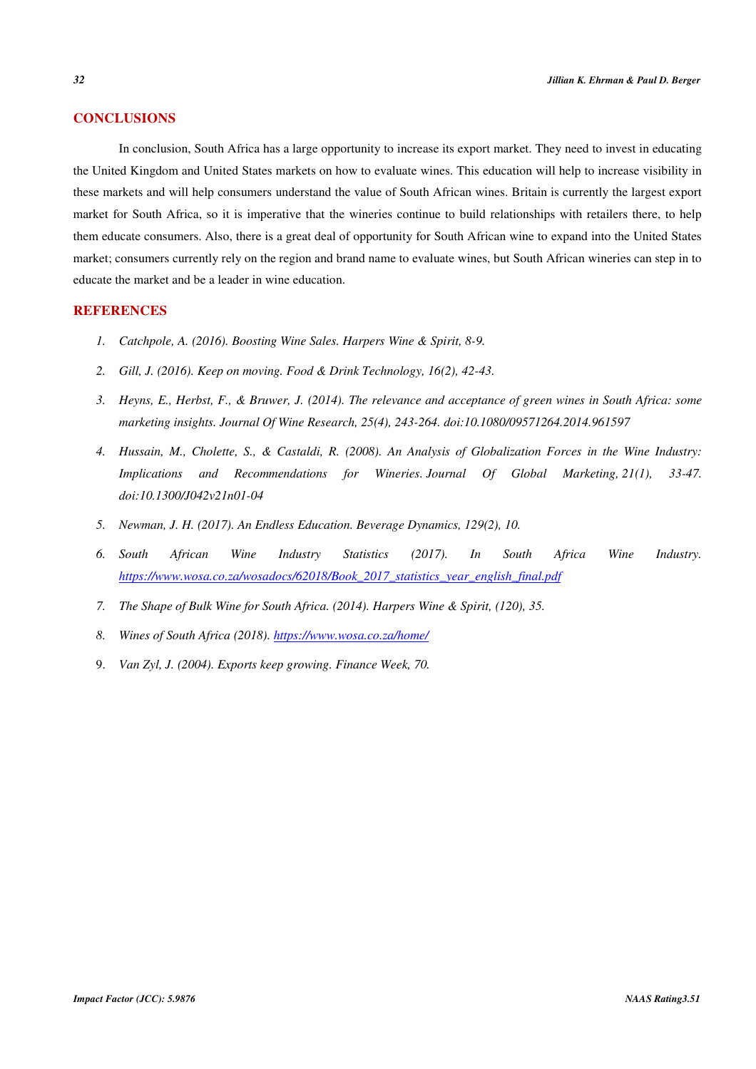## CONCLUSIONS

In conclusion, South Africa has a large opportunity to increase its export market. They need to invest in educating the United Kingdom and United States markets on how to evaluate wines. This education will help to increase visibility in these markets and will help consumers understand the value of South African wines. Britain is currently the largest export market for South Africa, so it is imperative that the wineries continue to build relationships with retailers there, to help them educate consumers. Also, there is a great deal of opportunity for South African wine to expand into the United States market; consumers currently rely on the region and brand name to evaluate wines, but South African wineries can step in to educate the market and be a leader in wine education.

## REFERENCES

1. *Catchpole, A. (2016). Boosting Wine Sales. Harpers Wine & Spirit, 8-9.*
2. *Gill, J. (2016). Keep on moving. Food & Drink Technology, 16(2), 42-43.*
3. *Heyns, E., Herbst, F., & Bruwer, J. (2014). The relevance and acceptance of green wines in South Africa: some marketing insights. Journal Of Wine Research, 25(4), 243-264. doi:10.1080/09571264.2014.961597*
4. *Hussain, M., Cholette, S., & Castaldi, R. (2008). An Analysis of Globalization Forces in the Wine Industry: Implications and Recommendations for Wineries. Journal Of Global Marketing, 21(1), 33-47. doi:10.1300/J042v21n01-04*
5. *Newman, J. H. (2017). An Endless Education. Beverage Dynamics, 129(2), 10.*
6. *South African Wine Industry Statistics (2017). In South Africa Wine Industry. https://www.wosa.co.za/wosadocs/62018/Book_2017_statistics_year_english_final.pdf*
7. *The Shape of Bulk Wine for South Africa. (2014). Harpers Wine & Spirit, (120), 35.*
8. *Wines of South Africa (2018). https://www.wosa.co.za/home/*
9. *Van Zyl, J. (2004). Exports keep growing. Finance Week, 70.*